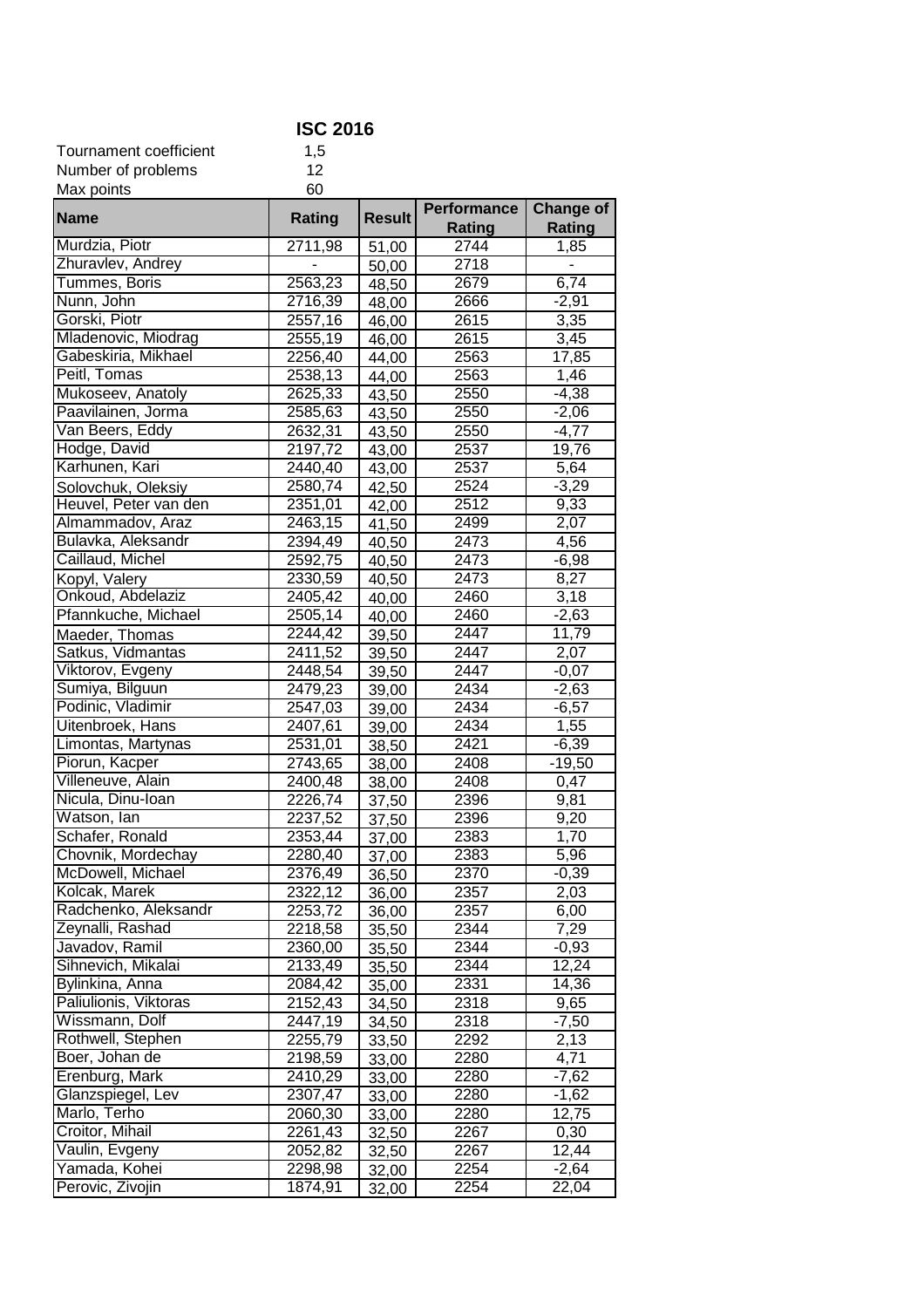# ISC 2016

Tournament coefficient 1,5
Number of problems 12
Max points 60

| Name | Rating | Result | Performance Rating | Change of Rating |
|---|---|---|---|---|
| Murdzia, Piotr | 2711,98 | 51,00 | 2744 | 1,85 |
| Zhuravlev, Andrey | - | 50,00 | 2718 | - |
| Tummes, Boris | 2563,23 | 48,50 | 2679 | 6,74 |
| Nunn, John | 2716,39 | 48,00 | 2666 | -2,91 |
| Gorski, Piotr | 2557,16 | 46,00 | 2615 | 3,35 |
| Mladenovic, Miodrag | 2555,19 | 46,00 | 2615 | 3,45 |
| Gabeskiria, Mikhael | 2256,40 | 44,00 | 2563 | 17,85 |
| Peitl, Tomas | 2538,13 | 44,00 | 2563 | 1,46 |
| Mukoseev, Anatoly | 2625,33 | 43,50 | 2550 | -4,38 |
| Paavilainen, Jorma | 2585,63 | 43,50 | 2550 | -2,06 |
| Van Beers, Eddy | 2632,31 | 43,50 | 2550 | -4,77 |
| Hodge, David | 2197,72 | 43,00 | 2537 | 19,76 |
| Karhunen, Kari | 2440,40 | 43,00 | 2537 | 5,64 |
| Solovchuk, Oleksiy | 2580,74 | 42,50 | 2524 | -3,29 |
| Heuvel, Peter van den | 2351,01 | 42,00 | 2512 | 9,33 |
| Almammadov, Araz | 2463,15 | 41,50 | 2499 | 2,07 |
| Bulavka, Aleksandr | 2394,49 | 40,50 | 2473 | 4,56 |
| Caillaud, Michel | 2592,75 | 40,50 | 2473 | -6,98 |
| Kopyl, Valery | 2330,59 | 40,50 | 2473 | 8,27 |
| Onkoud, Abdelaziz | 2405,42 | 40,00 | 2460 | 3,18 |
| Pfannkuche, Michael | 2505,14 | 40,00 | 2460 | -2,63 |
| Maeder, Thomas | 2244,42 | 39,50 | 2447 | 11,79 |
| Satkus, Vidmantas | 2411,52 | 39,50 | 2447 | 2,07 |
| Viktorov, Evgeny | 2448,54 | 39,50 | 2447 | -0,07 |
| Sumiya, Bilguun | 2479,23 | 39,00 | 2434 | -2,63 |
| Podinic, Vladimir | 2547,03 | 39,00 | 2434 | -6,57 |
| Uitenbroek, Hans | 2407,61 | 39,00 | 2434 | 1,55 |
| Limontas, Martynas | 2531,01 | 38,50 | 2421 | -6,39 |
| Piorun, Kacper | 2743,65 | 38,00 | 2408 | -19,50 |
| Villeneuve, Alain | 2400,48 | 38,00 | 2408 | 0,47 |
| Nicula, Dinu-Ioan | 2226,74 | 37,50 | 2396 | 9,81 |
| Watson, Ian | 2237,52 | 37,50 | 2396 | 9,20 |
| Schafer, Ronald | 2353,44 | 37,00 | 2383 | 1,70 |
| Chovnik, Mordechay | 2280,40 | 37,00 | 2383 | 5,96 |
| McDowell, Michael | 2376,49 | 36,50 | 2370 | -0,39 |
| Kolcak, Marek | 2322,12 | 36,00 | 2357 | 2,03 |
| Radchenko, Aleksandr | 2253,72 | 36,00 | 2357 | 6,00 |
| Zeynalli, Rashad | 2218,58 | 35,50 | 2344 | 7,29 |
| Javadov, Ramil | 2360,00 | 35,50 | 2344 | -0,93 |
| Sihnevich, Mikalai | 2133,49 | 35,50 | 2344 | 12,24 |
| Bylinkina, Anna | 2084,42 | 35,00 | 2331 | 14,36 |
| Paliulionis, Viktoras | 2152,43 | 34,50 | 2318 | 9,65 |
| Wissmann, Dolf | 2447,19 | 34,50 | 2318 | -7,50 |
| Rothwell, Stephen | 2255,79 | 33,50 | 2292 | 2,13 |
| Boer, Johan de | 2198,59 | 33,00 | 2280 | 4,71 |
| Erenburg, Mark | 2410,29 | 33,00 | 2280 | -7,62 |
| Glanzspiegel, Lev | 2307,47 | 33,00 | 2280 | -1,62 |
| Marlo, Terho | 2060,30 | 33,00 | 2280 | 12,75 |
| Croitor, Mihail | 2261,43 | 32,50 | 2267 | 0,30 |
| Vaulin, Evgeny | 2052,82 | 32,50 | 2267 | 12,44 |
| Yamada, Kohei | 2298,98 | 32,00 | 2254 | -2,64 |
| Perovic, Zivojin | 1874,91 | 32,00 | 2254 | 22,04 |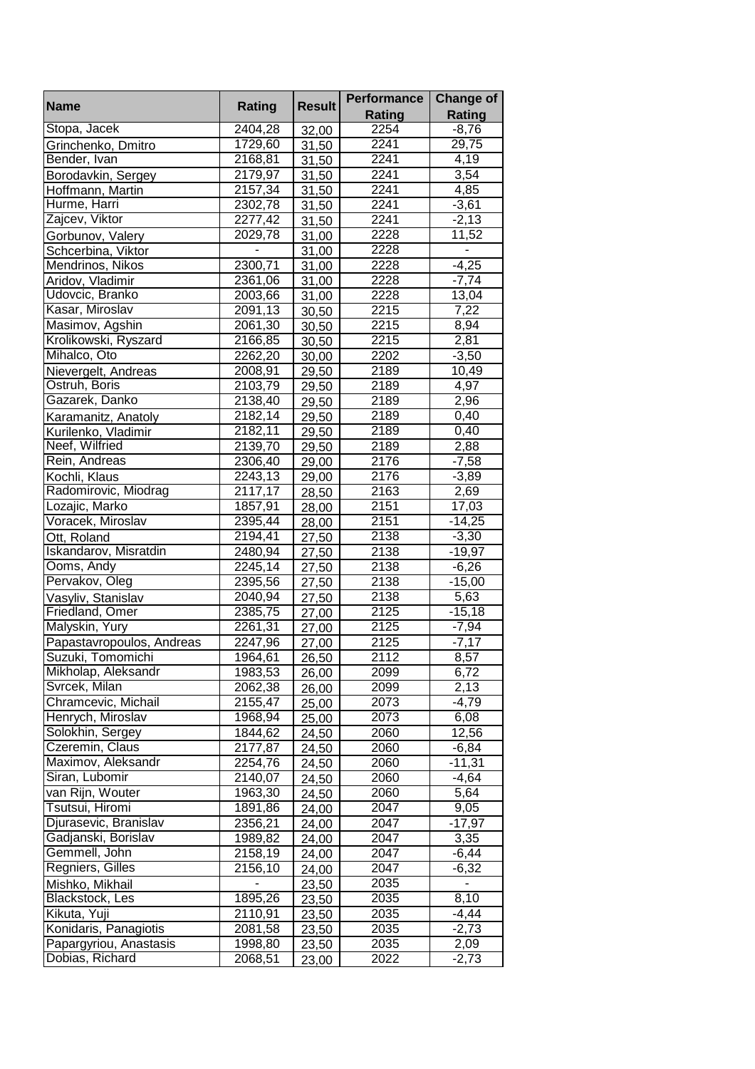| Name | Rating | Result | Performance Rating | Change of Rating |
|---|---|---|---|---|
| Stopa, Jacek | 2404,28 | 32,00 | 2254 | -8,76 |
| Grinchenko, Dmitro | 1729,60 | 31,50 | 2241 | 29,75 |
| Bender, Ivan | 2168,81 | 31,50 | 2241 | 4,19 |
| Borodavkin, Sergey | 2179,97 | 31,50 | 2241 | 3,54 |
| Hoffmann, Martin | 2157,34 | 31,50 | 2241 | 4,85 |
| Hurme, Harri | 2302,78 | 31,50 | 2241 | -3,61 |
| Zajcev, Viktor | 2277,42 | 31,50 | 2241 | -2,13 |
| Gorbunov, Valery | 2029,78 | 31,00 | 2228 | 11,52 |
| Schcerbina, Viktor | - | 31,00 | 2228 | - |
| Mendrinos, Nikos | 2300,71 | 31,00 | 2228 | -4,25 |
| Aridov, Vladimir | 2361,06 | 31,00 | 2228 | -7,74 |
| Udovcic, Branko | 2003,66 | 31,00 | 2228 | 13,04 |
| Kasar, Miroslav | 2091,13 | 30,50 | 2215 | 7,22 |
| Masimov, Agshin | 2061,30 | 30,50 | 2215 | 8,94 |
| Krolikowski, Ryszard | 2166,85 | 30,50 | 2215 | 2,81 |
| Mihalco, Oto | 2262,20 | 30,00 | 2202 | -3,50 |
| Nievergelt, Andreas | 2008,91 | 29,50 | 2189 | 10,49 |
| Ostruh, Boris | 2103,79 | 29,50 | 2189 | 4,97 |
| Gazarek, Danko | 2138,40 | 29,50 | 2189 | 2,96 |
| Karamanitz, Anatoly | 2182,14 | 29,50 | 2189 | 0,40 |
| Kurilenko, Vladimir | 2182,11 | 29,50 | 2189 | 0,40 |
| Neef, Wilfried | 2139,70 | 29,50 | 2189 | 2,88 |
| Rein, Andreas | 2306,40 | 29,00 | 2176 | -7,58 |
| Kochli, Klaus | 2243,13 | 29,00 | 2176 | -3,89 |
| Radomirovic, Miodrag | 2117,17 | 28,50 | 2163 | 2,69 |
| Lozajic, Marko | 1857,91 | 28,00 | 2151 | 17,03 |
| Voracek, Miroslav | 2395,44 | 28,00 | 2151 | -14,25 |
| Ott, Roland | 2194,41 | 27,50 | 2138 | -3,30 |
| Iskandarov, Misratdin | 2480,94 | 27,50 | 2138 | -19,97 |
| Ooms, Andy | 2245,14 | 27,50 | 2138 | -6,26 |
| Pervakov, Oleg | 2395,56 | 27,50 | 2138 | -15,00 |
| Vasyliv, Stanislav | 2040,94 | 27,50 | 2138 | 5,63 |
| Friedland, Omer | 2385,75 | 27,00 | 2125 | -15,18 |
| Malyskin, Yury | 2261,31 | 27,00 | 2125 | -7,94 |
| Papastavropoulos, Andreas | 2247,96 | 27,00 | 2125 | -7,17 |
| Suzuki, Tomomichi | 1964,61 | 26,50 | 2112 | 8,57 |
| Mikholap, Aleksandr | 1983,53 | 26,00 | 2099 | 6,72 |
| Svrcek, Milan | 2062,38 | 26,00 | 2099 | 2,13 |
| Chramcevic, Michail | 2155,47 | 25,00 | 2073 | -4,79 |
| Henrych, Miroslav | 1968,94 | 25,00 | 2073 | 6,08 |
| Solokhin, Sergey | 1844,62 | 24,50 | 2060 | 12,56 |
| Czeremin, Claus | 2177,87 | 24,50 | 2060 | -6,84 |
| Maximov, Aleksandr | 2254,76 | 24,50 | 2060 | -11,31 |
| Siran, Lubomir | 2140,07 | 24,50 | 2060 | -4,64 |
| van Rijn, Wouter | 1963,30 | 24,50 | 2060 | 5,64 |
| Tsutsui, Hiromi | 1891,86 | 24,00 | 2047 | 9,05 |
| Djurasevic, Branislav | 2356,21 | 24,00 | 2047 | -17,97 |
| Gadjanski, Borislav | 1989,82 | 24,00 | 2047 | 3,35 |
| Gemmell, John | 2158,19 | 24,00 | 2047 | -6,44 |
| Regniers, Gilles | 2156,10 | 24,00 | 2047 | -6,32 |
| Mishko, Mikhail | - | 23,50 | 2035 | - |
| Blackstock, Les | 1895,26 | 23,50 | 2035 | 8,10 |
| Kikuta, Yuji | 2110,91 | 23,50 | 2035 | -4,44 |
| Konidaris, Panagiotis | 2081,58 | 23,50 | 2035 | -2,73 |
| Papargyriou, Anastasis | 1998,80 | 23,50 | 2035 | 2,09 |
| Dobias, Richard | 2068,51 | 23,00 | 2022 | -2,73 |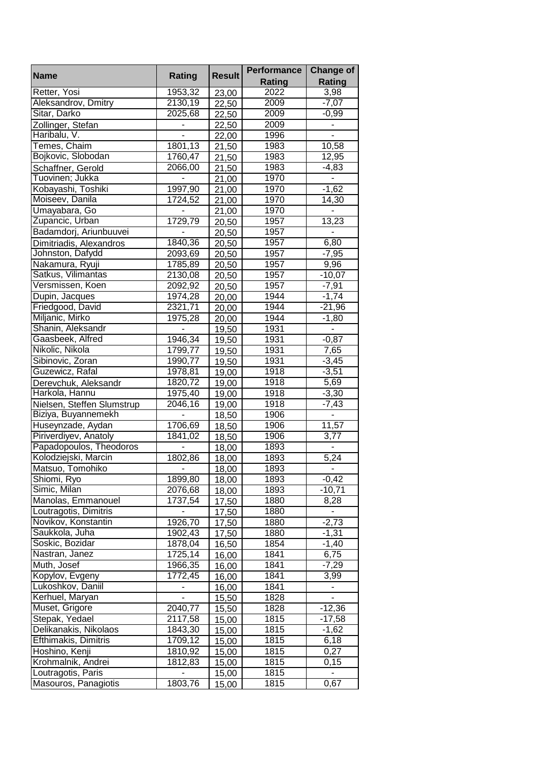| Name | Rating | Result | Performance Rating | Change of Rating |
|---|---|---|---|---|
| Retter, Yosi | 1953,32 | 23,00 | 2022 | 3,98 |
| Aleksandrov, Dmitry | 2130,19 | 22,50 | 2009 | -7,07 |
| Sitar, Darko | 2025,68 | 22,50 | 2009 | -0,99 |
| Zollinger, Stefan | - | 22,50 | 2009 | - |
| Haribalu, V. | - | 22,00 | 1996 | - |
| Temes, Chaim | 1801,13 | 21,50 | 1983 | 10,58 |
| Bojkovic, Slobodan | 1760,47 | 21,50 | 1983 | 12,95 |
| Schaffner, Gerold | 2066,00 | 21,50 | 1983 | -4,83 |
| Tuovinen; Jukka | - | 21,00 | 1970 | - |
| Kobayashi, Toshiki | 1997,90 | 21,00 | 1970 | -1,62 |
| Moiseev, Danila | 1724,52 | 21,00 | 1970 | 14,30 |
| Umayabara, Go | - | 21,00 | 1970 | - |
| Zupancic, Urban | 1729,79 | 20,50 | 1957 | 13,23 |
| Badamdorj, Ariunbuuvei | - | 20,50 | 1957 | - |
| Dimitriadis, Alexandros | 1840,36 | 20,50 | 1957 | 6,80 |
| Johnston, Dafydd | 2093,69 | 20,50 | 1957 | -7,95 |
| Nakamura, Ryuji | 1785,89 | 20,50 | 1957 | 9,96 |
| Satkus, Vilimantas | 2130,08 | 20,50 | 1957 | -10,07 |
| Versmissen, Koen | 2092,92 | 20,50 | 1957 | -7,91 |
| Dupin, Jacques | 1974,28 | 20,00 | 1944 | -1,74 |
| Friedgood, David | 2321,71 | 20,00 | 1944 | -21,96 |
| Miljanic, Mirko | 1975,28 | 20,00 | 1944 | -1,80 |
| Shanin, Aleksandr | - | 19,50 | 1931 | - |
| Gaasbeek, Alfred | 1946,34 | 19,50 | 1931 | -0,87 |
| Nikolic, Nikola | 1799,77 | 19,50 | 1931 | 7,65 |
| Sibinovic, Zoran | 1990,77 | 19,50 | 1931 | -3,45 |
| Guzewicz, Rafal | 1978,81 | 19,00 | 1918 | -3,51 |
| Derevchuk, Aleksandr | 1820,72 | 19,00 | 1918 | 5,69 |
| Harkola, Hannu | 1975,40 | 19,00 | 1918 | -3,30 |
| Nielsen, Steffen Slumstrup | 2046,16 | 19,00 | 1918 | -7,43 |
| Biziya, Buyannemekh | - | 18,50 | 1906 | - |
| Huseynzade, Aydan | 1706,69 | 18,50 | 1906 | 11,57 |
| Piriverdiyev, Anatoly | 1841,02 | 18,50 | 1906 | 3,77 |
| Papadopoulos, Theodoros | - | 18,00 | 1893 | - |
| Kolodziejski, Marcin | 1802,86 | 18,00 | 1893 | 5,24 |
| Matsuo, Tomohiko | - | 18,00 | 1893 | - |
| Shiomi, Ryo | 1899,80 | 18,00 | 1893 | -0,42 |
| Simic, Milan | 2076,68 | 18,00 | 1893 | -10,71 |
| Manolas, Emmanouel | 1737,54 | 17,50 | 1880 | 8,28 |
| Loutragotis, Dimitris | - | 17,50 | 1880 | - |
| Novikov, Konstantin | 1926,70 | 17,50 | 1880 | -2,73 |
| Saukkola, Juha | 1902,43 | 17,50 | 1880 | -1,31 |
| Soskic, Bozidar | 1878,04 | 16,50 | 1854 | -1,40 |
| Nastran, Janez | 1725,14 | 16,00 | 1841 | 6,75 |
| Muth, Josef | 1966,35 | 16,00 | 1841 | -7,29 |
| Kopylov, Evgeny | 1772,45 | 16,00 | 1841 | 3,99 |
| Lukoshkov, Daniil | - | 16,00 | 1841 | - |
| Kerhuel, Maryan | - | 15,50 | 1828 | - |
| Muset, Grigore | 2040,77 | 15,50 | 1828 | -12,36 |
| Stepak, Yedael | 2117,58 | 15,00 | 1815 | -17,58 |
| Delikanakis, Nikolaos | 1843,30 | 15,00 | 1815 | -1,62 |
| Efthimakis, Dimitris | 1709,12 | 15,00 | 1815 | 6,18 |
| Hoshino, Kenji | 1810,92 | 15,00 | 1815 | 0,27 |
| Krohmalnik, Andrei | 1812,83 | 15,00 | 1815 | 0,15 |
| Loutragotis, Paris | - | 15,00 | 1815 | - |
| Masouros, Panagiotis | 1803,76 | 15,00 | 1815 | 0,67 |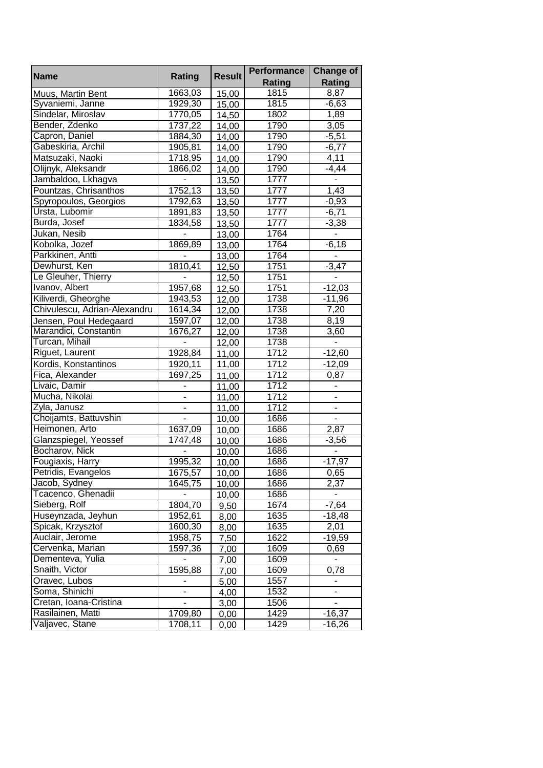| Name | Rating | Result | Performance Rating | Change of Rating |
|---|---|---|---|---|
| Muus, Martin Bent | 1663,03 | 15,00 | 1815 | 8,87 |
| Syvaniemi, Janne | 1929,30 | 15,00 | 1815 | -6,63 |
| Sindelar, Miroslav | 1770,05 | 14,50 | 1802 | 1,89 |
| Bender, Zdenko | 1737,22 | 14,00 | 1790 | 3,05 |
| Capron, Daniel | 1884,30 | 14,00 | 1790 | -5,51 |
| Gabeskiria, Archil | 1905,81 | 14,00 | 1790 | -6,77 |
| Matsuzaki, Naoki | 1718,95 | 14,00 | 1790 | 4,11 |
| Olijnyk, Aleksandr | 1866,02 | 14,00 | 1790 | -4,44 |
| Jambaldoo, Lkhagva | - | 13,50 | 1777 | - |
| Pountzas, Chrisanthos | 1752,13 | 13,50 | 1777 | 1,43 |
| Spyropoulos, Georgios | 1792,63 | 13,50 | 1777 | -0,93 |
| Ursta, Lubomir | 1891,83 | 13,50 | 1777 | -6,71 |
| Burda, Josef | 1834,58 | 13,50 | 1777 | -3,38 |
| Jukan, Nesib | - | 13,00 | 1764 | - |
| Kobolka, Jozef | 1869,89 | 13,00 | 1764 | -6,18 |
| Parkkinen, Antti | - | 13,00 | 1764 | - |
| Dewhurst, Ken | 1810,41 | 12,50 | 1751 | -3,47 |
| Le Gleuher, Thierry | - | 12,50 | 1751 | - |
| Ivanov, Albert | 1957,68 | 12,50 | 1751 | -12,03 |
| Kiliverdi, Gheorghe | 1943,53 | 12,00 | 1738 | -11,96 |
| Chivulescu, Adrian-Alexandru | 1614,34 | 12,00 | 1738 | 7,20 |
| Jensen, Poul Hedegaard | 1597,07 | 12,00 | 1738 | 8,19 |
| Marandici, Constantin | 1676,27 | 12,00 | 1738 | 3,60 |
| Turcan, Mihail | - | 12,00 | 1738 | - |
| Riguet, Laurent | 1928,84 | 11,00 | 1712 | -12,60 |
| Kordis, Konstantinos | 1920,11 | 11,00 | 1712 | -12,09 |
| Fica, Alexander | 1697,25 | 11,00 | 1712 | 0,87 |
| Livaic, Damir | - | 11,00 | 1712 | - |
| Mucha, Nikolai | - | 11,00 | 1712 | - |
| Zyla, Janusz | - | 11,00 | 1712 | - |
| Choijamts, Battuvshin | - | 10,00 | 1686 | - |
| Heimonen, Arto | 1637,09 | 10,00 | 1686 | 2,87 |
| Glanzspiegel, Yeossef | 1747,48 | 10,00 | 1686 | -3,56 |
| Bocharov, Nick | - | 10,00 | 1686 | - |
| Fougiaxis, Harry | 1995,32 | 10,00 | 1686 | -17,97 |
| Petridis, Evangelos | 1675,57 | 10,00 | 1686 | 0,65 |
| Jacob, Sydney | 1645,75 | 10,00 | 1686 | 2,37 |
| Tcacenco, Ghenadii | - | 10,00 | 1686 | - |
| Sieberg, Rolf | 1804,70 | 9,50 | 1674 | -7,64 |
| Huseynzada, Jeyhun | 1952,61 | 8,00 | 1635 | -18,48 |
| Spicak, Krzysztof | 1600,30 | 8,00 | 1635 | 2,01 |
| Auclair, Jerome | 1958,75 | 7,50 | 1622 | -19,59 |
| Cervenka, Marian | 1597,36 | 7,00 | 1609 | 0,69 |
| Dementeva, Yulia | - | 7,00 | 1609 | - |
| Snaith, Victor | 1595,88 | 7,00 | 1609 | 0,78 |
| Oravec, Lubos | - | 5,00 | 1557 | - |
| Soma, Shinichi | - | 4,00 | 1532 | - |
| Cretan, Ioana-Cristina | - | 3,00 | 1506 | - |
| Rasilainen, Matti | 1709,80 | 0,00 | 1429 | -16,37 |
| Valjavec, Stane | 1708,11 | 0,00 | 1429 | -16,26 |